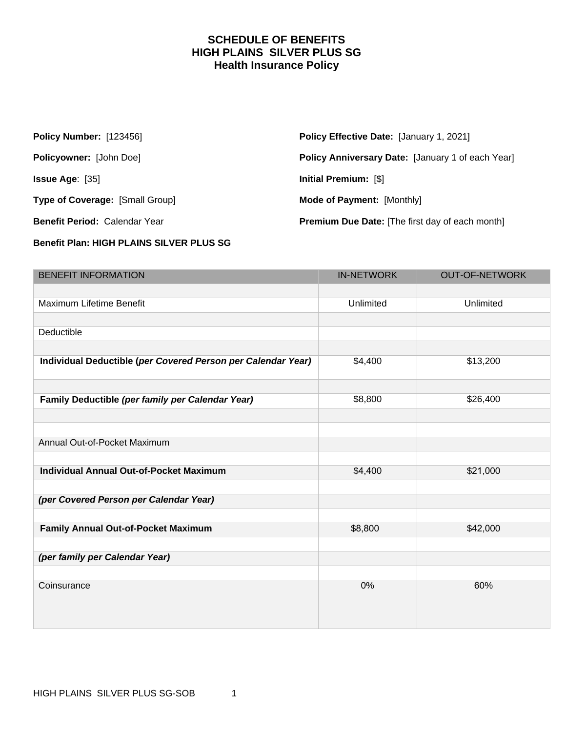# SCHEDULE OF BENEFITS
# HIGH PLAINS SILVER PLUS SG
# Health Insurance Policy

**Policy Number:** [123456]

**Policyowner:** [John Doe]

**Issue Age**: [35]

**Type of Coverage:** [Small Group]

**Benefit Period:** Calendar Year

**Benefit Plan: HIGH PLAINS SILVER PLUS SG**

**Policy Effective Date:** [January 1, 2021]

**Policy Anniversary Date:** [January 1 of each Year]

**Initial Premium:** [$]

**Mode of Payment:** [Monthly]

**Premium Due Date:** [The first day of each month]

| BENEFIT INFORMATION | IN-NETWORK | OUT-OF-NETWORK |
|---|---|---|
| | | |
| Maximum Lifetime Benefit | Unlimited | Unlimited |
| | | |
| Deductible | | |
| | | |
| **Individual Deductible (*per Covered Person per Calendar Year*)** | $4,400 | $13,200 |
| | | |
| **Family Deductible *(per family per Calendar Year)*** | $8,800 | $26,400 |
| | | |
| | | |
| Annual Out-of-Pocket Maximum | | |
| | | |
| **Individual Annual Out-of-Pocket Maximum** | $4,400 | $21,000 |
| | | |
| ***(per Covered Person per Calendar Year)*** | | |
| | | |
| **Family Annual Out-of-Pocket Maximum** | $8,800 | $42,000 |
| | | |
| ***(per family per Calendar Year)*** | | |
| | | |
| Coinsurance | 0% | 60% |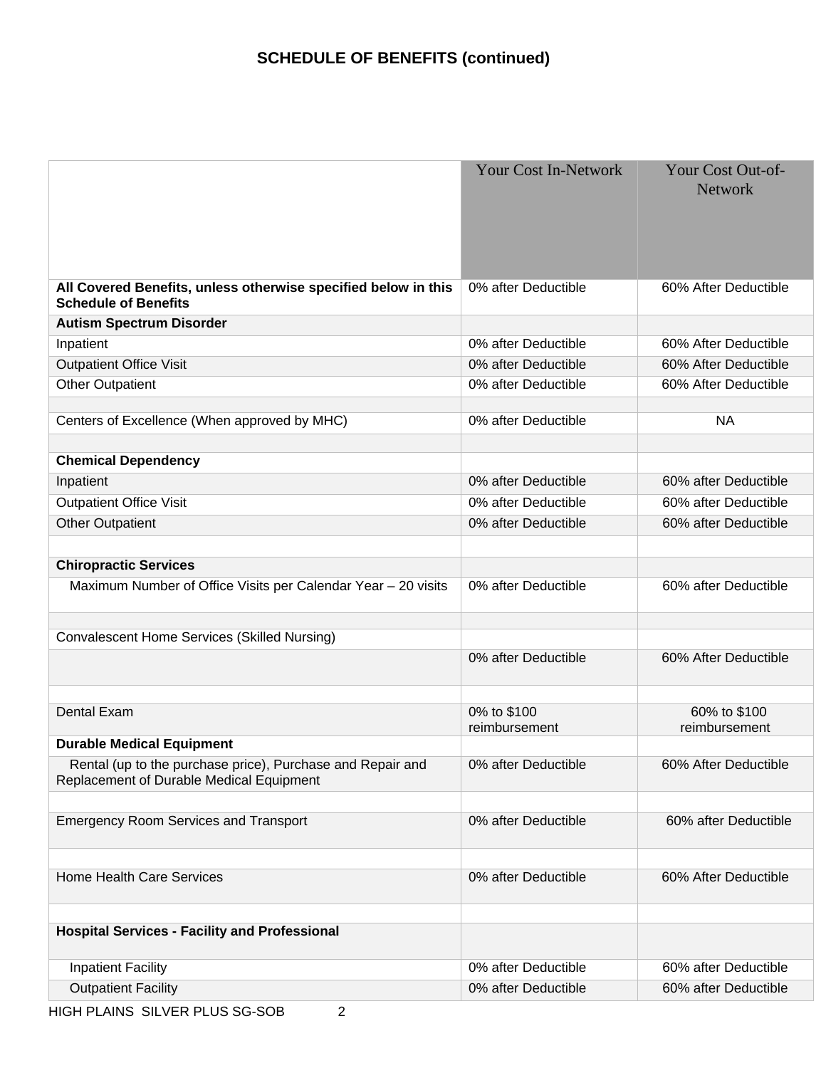## SCHEDULE OF BENEFITS (continued)

| | Your Cost In-Network | Your Cost Out-of-Network |
|---|---|---|
| **All Covered Benefits, unless otherwise specified below in this Schedule of Benefits** | 0% after Deductible | 60% After Deductible |
| **Autism Spectrum Disorder** | | |
| Inpatient | 0% after Deductible | 60% After Deductible |
| Outpatient Office Visit | 0% after Deductible | 60% After Deductible |
| Other Outpatient | 0% after Deductible | 60% After Deductible |
| | | |
| Centers of Excellence (When approved by MHC) | 0% after Deductible | NA |
| | | |
| **Chemical Dependency** | | |
| Inpatient | 0% after Deductible | 60% after Deductible |
| Outpatient Office Visit | 0% after Deductible | 60% after Deductible |
| Other Outpatient | 0% after Deductible | 60% after Deductible |
| | | |
| **Chiropractic Services** | | |
| Maximum Number of Office Visits per Calendar Year – 20 visits | 0% after Deductible | 60% after Deductible |
| | | |
| Convalescent Home Services (Skilled Nursing) | | |
| | 0% after Deductible | 60% After Deductible |
| | | |
| Dental Exam | 0% to $100 reimbursement | 60% to $100 reimbursement |
| **Durable Medical Equipment** | | |
| Rental (up to the purchase price), Purchase and Repair and Replacement of Durable Medical Equipment | 0% after Deductible | 60% After Deductible |
| | | |
| Emergency Room Services and Transport | 0% after Deductible | 60% after Deductible |
| | | |
| Home Health Care Services | 0% after Deductible | 60% After Deductible |
| | | |
| **Hospital Services - Facility and Professional** | | |
| Inpatient Facility | 0% after Deductible | 60% after Deductible |
| Outpatient Facility | 0% after Deductible | 60% after Deductible |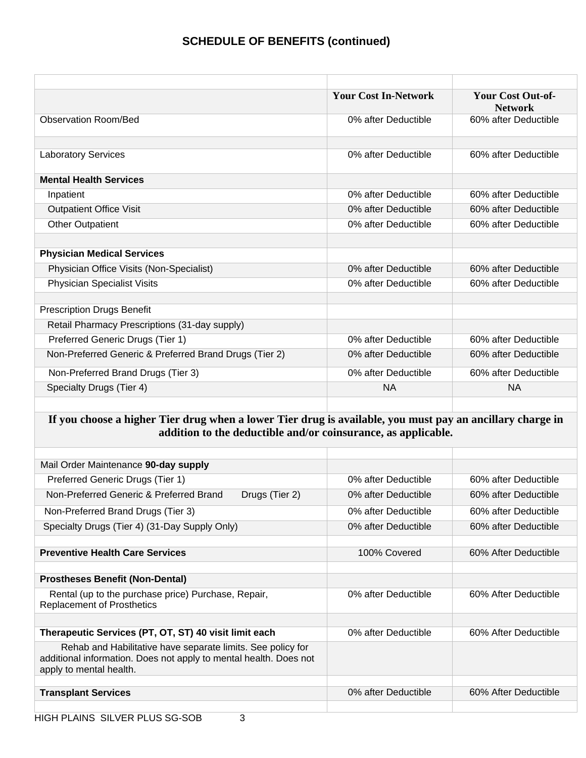## SCHEDULE OF BENEFITS (continued)

| | Your Cost In-Network | Your Cost Out-of-Network |
|---|---|---|
| Observation Room/Bed | 0% after Deductible | 60% after Deductible |
| | | |
| Laboratory Services | 0% after Deductible | 60% after Deductible |
| **Mental Health Services** | | |
| Inpatient | 0% after Deductible | 60% after Deductible |
| Outpatient Office Visit | 0% after Deductible | 60% after Deductible |
| Other Outpatient | 0% after Deductible | 60% after Deductible |
| | | |
| **Physician Medical Services** | | |
| Physician Office Visits (Non-Specialist) | 0% after Deductible | 60% after Deductible |
| Physician Specialist Visits | 0% after Deductible | 60% after Deductible |
| | | |
| Prescription Drugs Benefit | | |
| Retail Pharmacy Prescriptions (31-day supply) | | |
| Preferred Generic Drugs (Tier 1) | 0% after Deductible | 60% after Deductible |
| Non-Preferred Generic & Preferred Brand Drugs (Tier 2) | 0% after Deductible | 60% after Deductible |
| Non-Preferred Brand Drugs (Tier 3) | 0% after Deductible | 60% after Deductible |
| Specialty Drugs (Tier 4) | NA | NA |
| | | |
| **If you choose a higher Tier drug when a lower Tier drug is available, you must pay an ancillary charge in addition to the deductible and/or coinsurance, as applicable.** | | |
| | | |
| Mail Order Maintenance **90-day supply** | | |
| Preferred Generic Drugs (Tier 1) | 0% after Deductible | 60% after Deductible |
| Non-Preferred Generic & Preferred Brand Drugs (Tier 2) | 0% after Deductible | 60% after Deductible |
| Non-Preferred Brand Drugs (Tier 3) | 0% after Deductible | 60% after Deductible |
| Specialty Drugs (Tier 4) (31-Day Supply Only) | 0% after Deductible | 60% after Deductible |
| | | |
| **Preventive Health Care Services** | 100% Covered | 60% After Deductible |
| | | |
| **Prostheses Benefit (Non-Dental)** | | |
| Rental (up to the purchase price) Purchase, Repair, Replacement of Prosthetics | 0% after Deductible | 60% After Deductible |
| | | |
| **Therapeutic Services (PT, OT, ST) 40 visit limit each** | 0% after Deductible | 60% After Deductible |
| Rehab and Habilitative have separate limits. See policy for additional information. Does not apply to mental health. Does not apply to mental health. | | |
| | | |
| **Transplant Services** | 0% after Deductible | 60% After Deductible |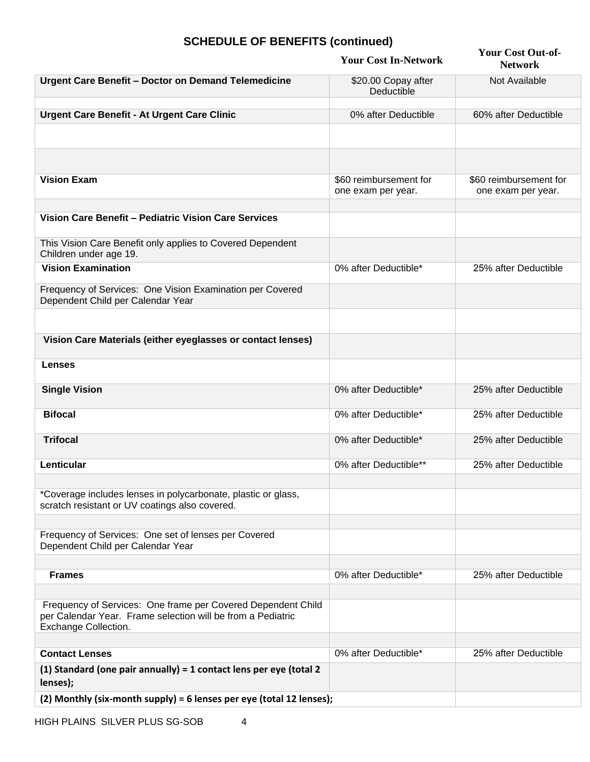## SCHEDULE OF BENEFITS (continued)

| | Your Cost In-Network | Your Cost Out-of-Network |
|---|---|---|
| **Urgent Care Benefit – Doctor on Demand Telemedicine** | $20.00 Copay after Deductible | Not Available |
| | | |
| **Urgent Care Benefit - At Urgent Care Clinic** | 0% after Deductible | 60% after Deductible |
| | | |
| | | |
| **Vision Exam** | $60 reimbursement for one exam per year. | $60 reimbursement for one exam per year. |
| | | |
| **Vision Care Benefit – Pediatric Vision Care Services** | | |
| This Vision Care Benefit only applies to Covered Dependent Children under age 19. | | |
| **Vision Examination** | 0% after Deductible* | 25% after Deductible |
| Frequency of Services: One Vision Examination per Covered Dependent Child per Calendar Year | | |
| | | |
| **Vision Care Materials (either eyeglasses or contact lenses)** | | |
| **Lenses** | | |
| **Single Vision** | 0% after Deductible* | 25% after Deductible |
| **Bifocal** | 0% after Deductible* | 25% after Deductible |
| **Trifocal** | 0% after Deductible* | 25% after Deductible |
| **Lenticular** | 0% after Deductible** | 25% after Deductible |
| | | |
| *Coverage includes lenses in polycarbonate, plastic or glass, scratch resistant or UV coatings also covered. | | |
| | | |
| Frequency of Services: One set of lenses per Covered Dependent Child per Calendar Year | | |
| | | |
| **Frames** | 0% after Deductible* | 25% after Deductible |
| | | |
| Frequency of Services: One frame per Covered Dependent Child per Calendar Year. Frame selection will be from a Pediatric Exchange Collection. | | |
| | | |
| **Contact Lenses** | 0% after Deductible* | 25% after Deductible |
| **(1) Standard (one pair annually) = 1 contact lens per eye (total 2 lenses);** | | |
| **(2) Monthly (six-month supply) = 6 lenses per eye (total 12 lenses);** | | |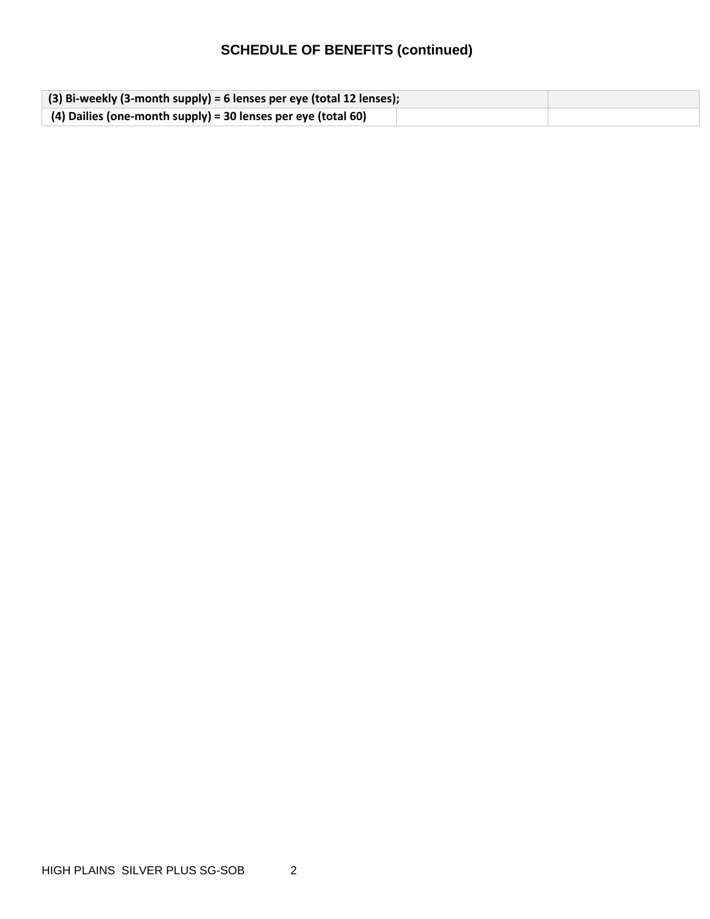# SCHEDULE OF BENEFITS (continued)

| | | |
|---|---|---|
| **(3) Bi-weekly (3-month supply) = 6 lenses per eye (total 12 lenses);** | | |
| **(4) Dailies (one-month supply) = 30 lenses per eye (total 60)** | | |